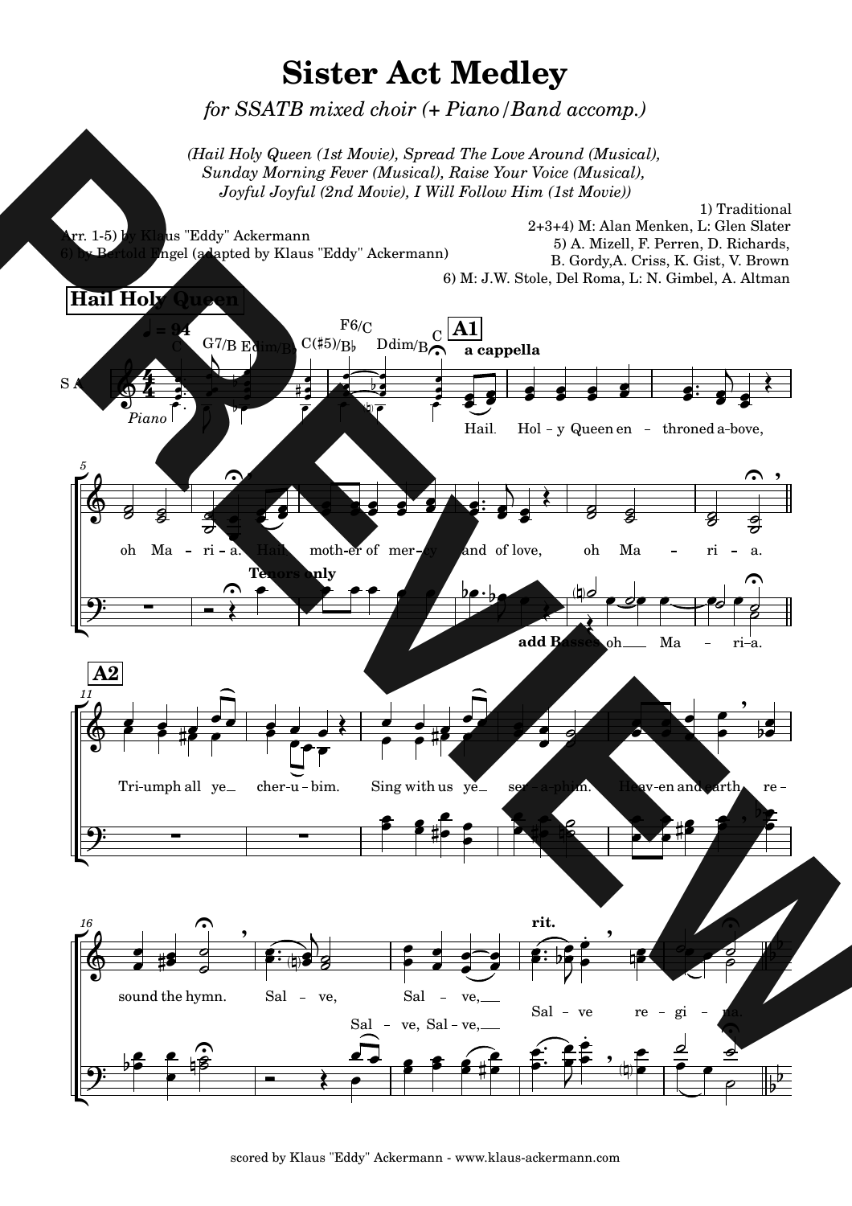# Sister Act Medley

*for SSATB mixed choir (+ Piano/Band accomp.)*

*(Hail Holy Queen (1st Movie), Spread The Love Around (Musical), Sunday Morning Fever (Musical), Raise Your Voice (Musical), Joyful Joyful (2nd Movie), I Will Follow Him (1st Movie))*

1) Traditional
2+3+4) M: Alan Menken, L: Glen Slater
5) A. Mizell, F. Perren, D. Richards, B. Gordy, A. Criss, K. Gist, V. Brown
6) M: J.W. Stole, Del Roma, L: N. Gimbel, A. Altman

Arr. 1-5) by Klaus "Eddy" Ackermann
6) by Bertold Engel (adapted by Klaus "Eddy" Ackermann)

**Hail Holy Queen**

scored by Klaus "Eddy" Ackermann - www.klaus-ackermann.com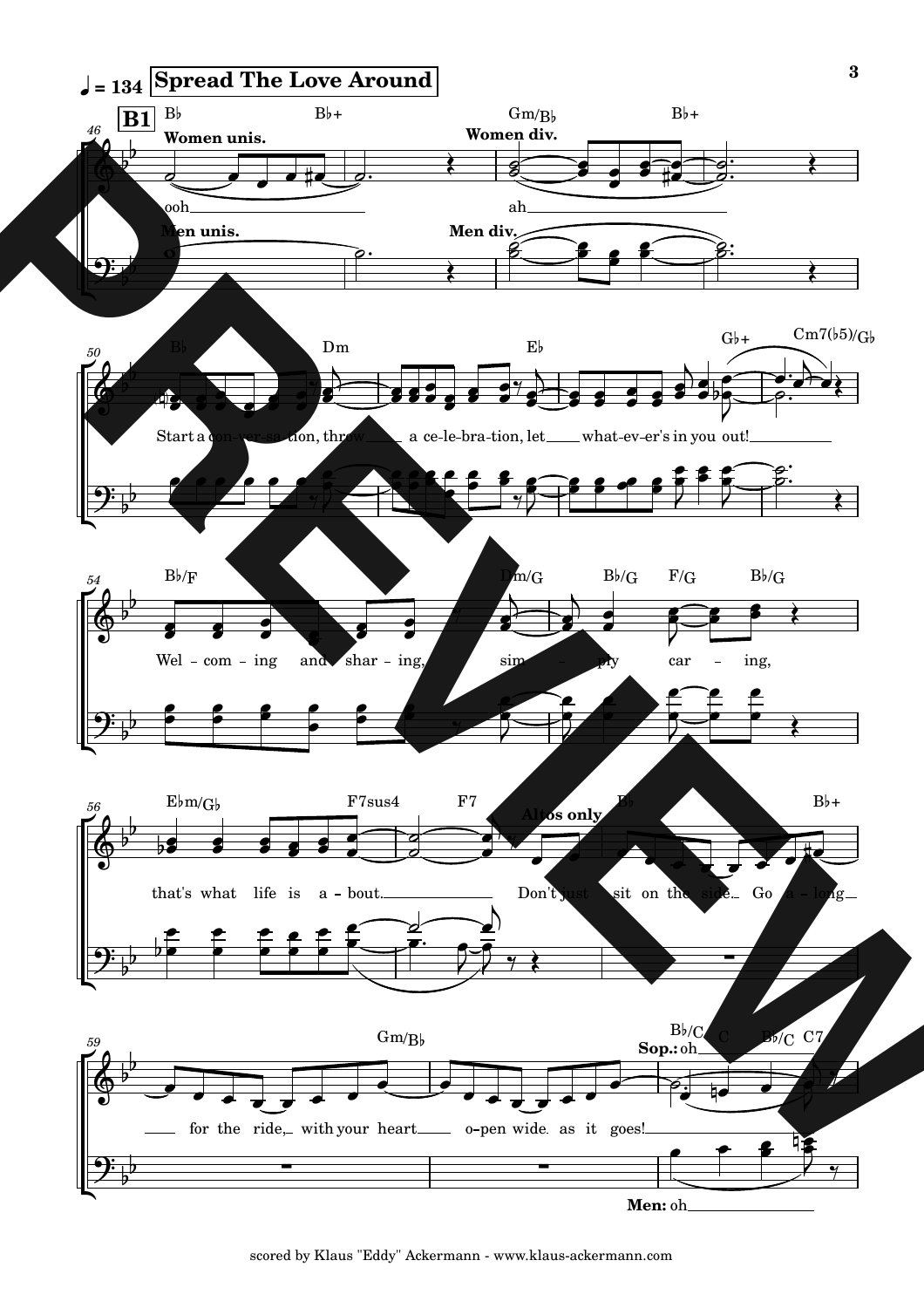♩ = 134 **Spread The Love Around**

**B1**

**Women unis.** ooh

**Women div.** ah

**Men unis.**

**Men div.**

B♭ B♭+ Gm/B♭ B♭+

B♭ Dm E♭ G♭+ Cm7(♭5)/G♭

Start a con-ver-sa-tion, throw a ce-le-bra-tion, let what-ev-er's in you out!

B♭/F Dm/G B♭/G F/G B♭/G

Wel - com - ing and shar - ing, sim - ply car - ing,

E♭m/G♭ F7sus4 F7 B♭ B♭+

**Altos only**

that's what life is a - bout. Don't just sit on the side. Go a - long

Gm/B♭ B♭/C C B♭/C C7

for the ride, with your heart o-pen wide. as it goes!

**Sop.:** oh

**Men:** oh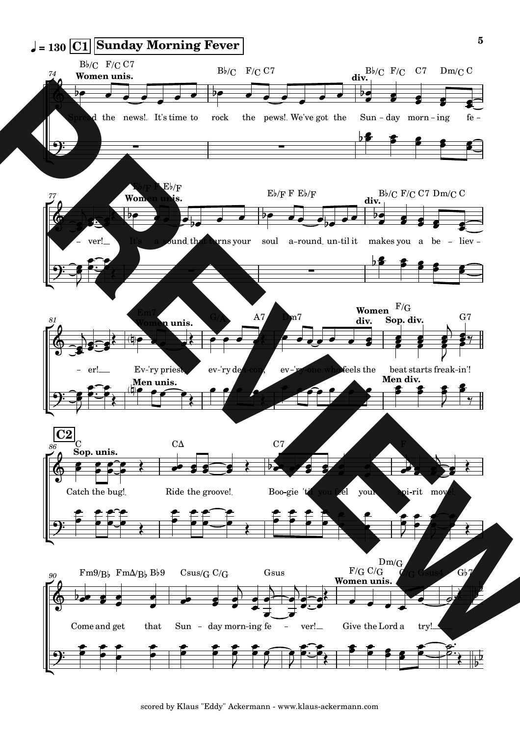♩ = 130 **C1** **Sunday Morning Fever**

Spread the news! It's time to rock the pews! We've got the Sunday morning fe-ver! It's a sound that turns your soul around until it makes you a be-liev-er! Ev'ry priest, ev'ry deacon, ev'ry-one who feels the beat starts freak-in'!

**C2**

Catch the bug! Ride the groove! Boo-gie 'til you feel your spi-rit move! Come and get that Sun-day morn-ing fe-ver! Give the Lord a try!

scored by Klaus "Eddy" Ackermann - www.klaus-ackermann.com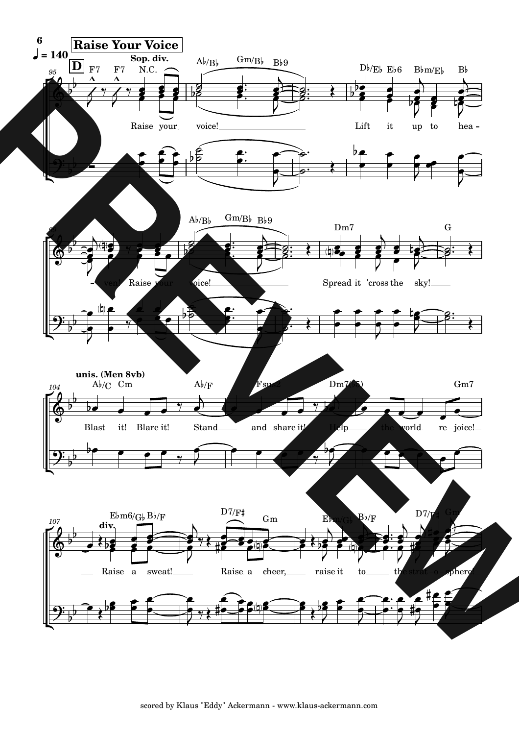**Raise Your Voice**

♩ = 140

**D**

Sop. div.

Raise your voice! Lift it up to hea-ven! Raise your voice! Spread it 'cross the sky!

unis. (Men 8vb)

Blast it! Blare it! Stand and share it! Help the world re-joice!

div.

Raise a sweat! Raise a cheer, raise it to the strat-o-sphere!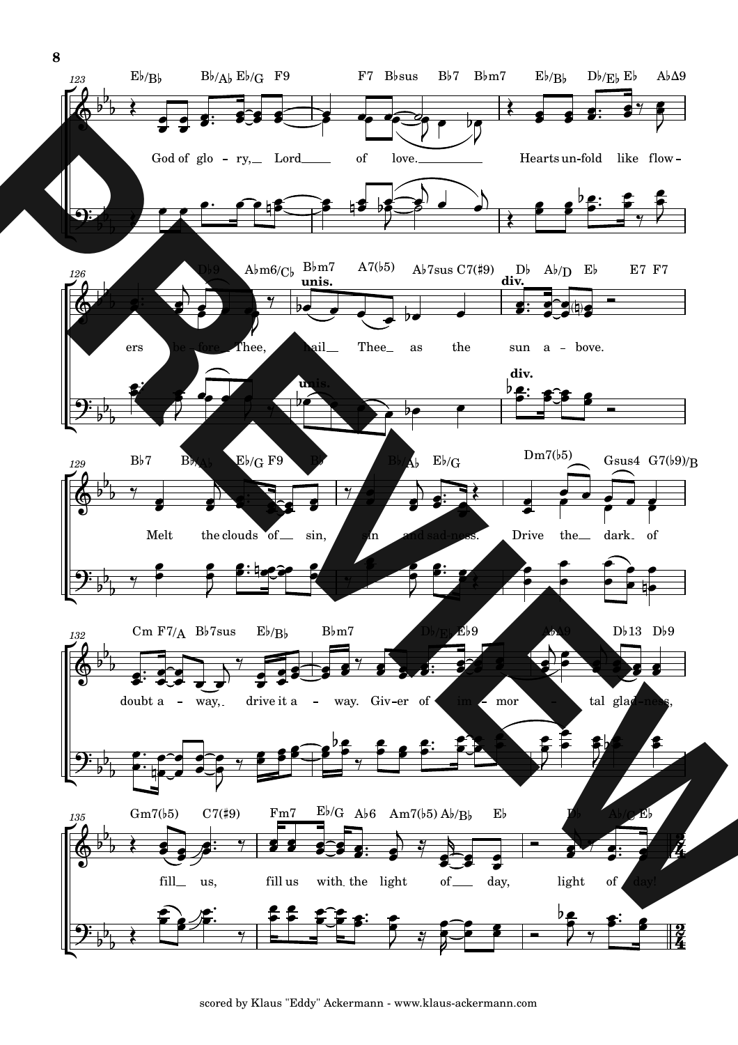God of glory, Lord of love. Hearts unfold like flowers before Thee, hail Thee as the sun above.

Melt the clouds of sin, sin and sadness. Drive the dark of doubt away, drive it away. Giver of immortal gladness, fill us, fill us with the light of day, light of day!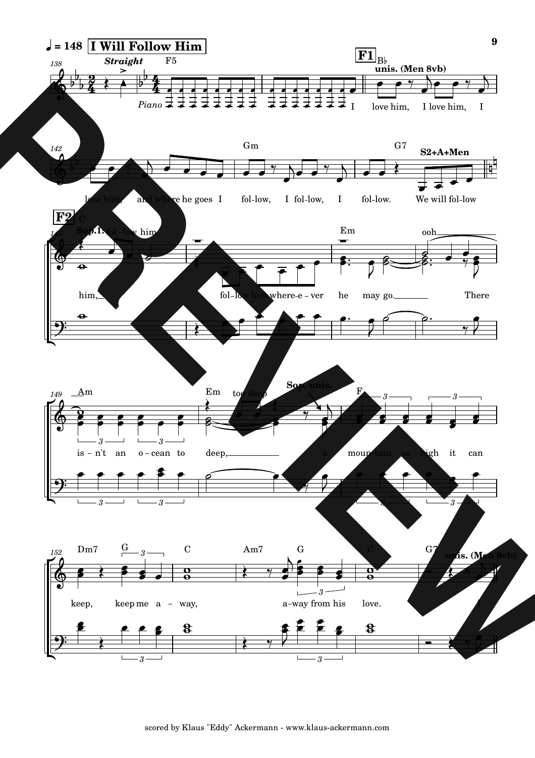♩ = 148 **I Will Follow Him**

*Straight*

scored by Klaus "Eddy" Ackermann - www.klaus-ackermann.com